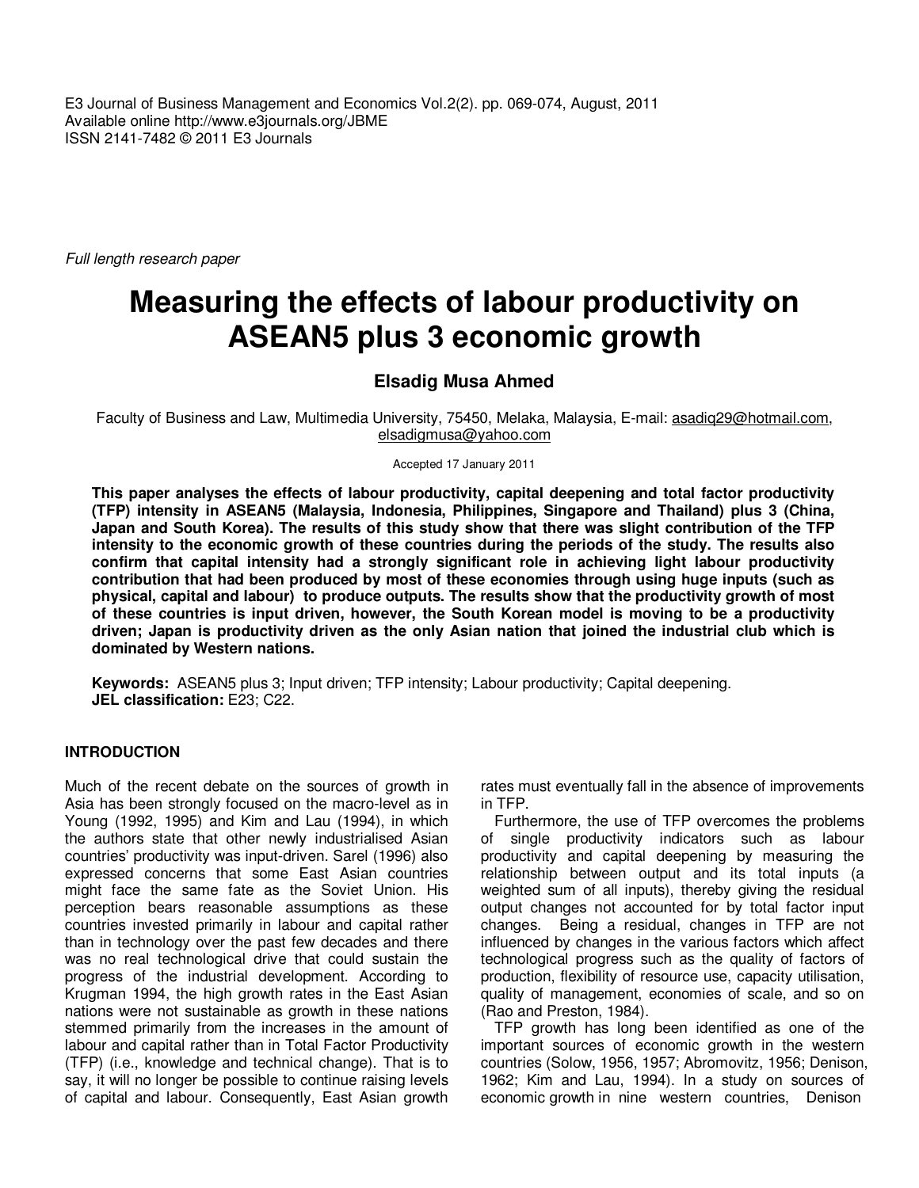*Full length research paper*

# Measuring the effects of labour productivity on ASEAN5 plus 3 economic growth

**Elsadig Musa Ahmed**

Faculty of Business and Law, Multimedia University, 75450, Melaka, Malaysia, E-mail: asadiq29@hotmail.com, elsadigmusa@yahoo.com

Accepted 17 January 2011

**This paper analyses the effects of labour productivity, capital deepening and total factor productivity (TFP) intensity in ASEAN5 (Malaysia, Indonesia, Philippines, Singapore and Thailand) plus 3 (China, Japan and South Korea). The results of this study show that there was slight contribution of the TFP intensity to the economic growth of these countries during the periods of the study. The results also confirm that capital intensity had a strongly significant role in achieving light labour productivity contribution that had been produced by most of these economies through using huge inputs (such as physical, capital and labour) to produce outputs. The results show that the productivity growth of most of these countries is input driven, however, the South Korean model is moving to be a productivity driven; Japan is productivity driven as the only Asian nation that joined the industrial club which is dominated by Western nations.**

**Keywords:** ASEAN5 plus 3; Input driven; TFP intensity; Labour productivity; Capital deepening.
**JEL classification:** E23; C22.

## INTRODUCTION

Much of the recent debate on the sources of growth in Asia has been strongly focused on the macro-level as in Young (1992, 1995) and Kim and Lau (1994), in which the authors state that other newly industrialised Asian countries' productivity was input-driven. Sarel (1996) also expressed concerns that some East Asian countries might face the same fate as the Soviet Union. His perception bears reasonable assumptions as these countries invested primarily in labour and capital rather than in technology over the past few decades and there was no real technological drive that could sustain the progress of the industrial development. According to Krugman 1994, the high growth rates in the East Asian nations were not sustainable as growth in these nations stemmed primarily from the increases in the amount of labour and capital rather than in Total Factor Productivity (TFP) (i.e., knowledge and technical change). That is to say, it will no longer be possible to continue raising levels of capital and labour. Consequently, East Asian growth rates must eventually fall in the absence of improvements in TFP.

Furthermore, the use of TFP overcomes the problems of single productivity indicators such as labour productivity and capital deepening by measuring the relationship between output and its total inputs (a weighted sum of all inputs), thereby giving the residual output changes not accounted for by total factor input changes. Being a residual, changes in TFP are not influenced by changes in the various factors which affect technological progress such as the quality of factors of production, flexibility of resource use, capacity utilisation, quality of management, economies of scale, and so on (Rao and Preston, 1984).

TFP growth has long been identified as one of the important sources of economic growth in the western countries (Solow, 1956, 1957; Abromovitz, 1956; Denison, 1962; Kim and Lau, 1994). In a study on sources of economic growth in nine western countries, Denison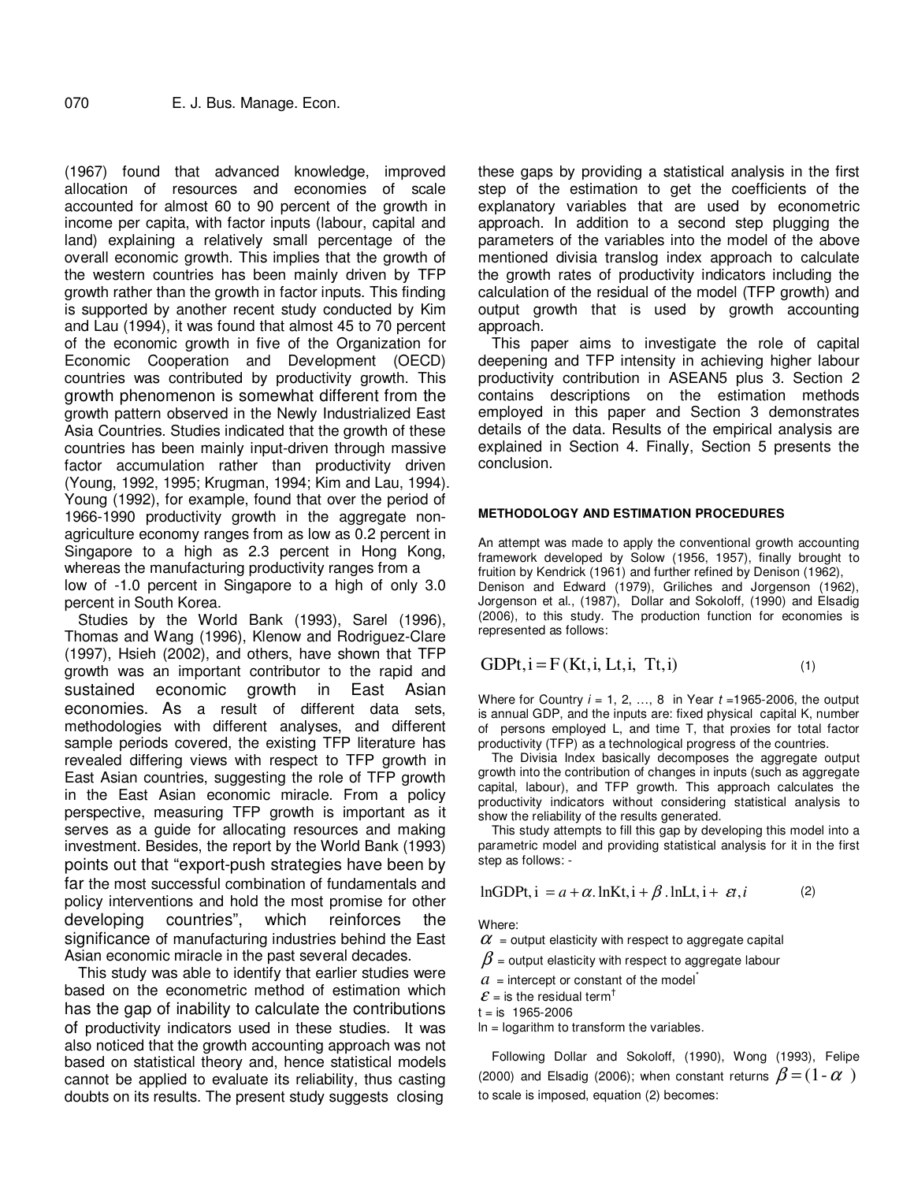(1967) found that advanced knowledge, improved allocation of resources and economies of scale accounted for almost 60 to 90 percent of the growth in income per capita, with factor inputs (labour, capital and land) explaining a relatively small percentage of the overall economic growth. This implies that the growth of the western countries has been mainly driven by TFP growth rather than the growth in factor inputs. This finding is supported by another recent study conducted by Kim and Lau (1994), it was found that almost 45 to 70 percent of the economic growth in five of the Organization for Economic Cooperation and Development (OECD) countries was contributed by productivity growth. This growth phenomenon is somewhat different from the growth pattern observed in the Newly Industrialized East Asia Countries. Studies indicated that the growth of these countries has been mainly input-driven through massive factor accumulation rather than productivity driven (Young, 1992, 1995; Krugman, 1994; Kim and Lau, 1994). Young (1992), for example, found that over the period of 1966-1990 productivity growth in the aggregate non-agriculture economy ranges from as low as 0.2 percent in Singapore to a high as 2.3 percent in Hong Kong, whereas the manufacturing productivity ranges from a low of -1.0 percent in Singapore to a high of only 3.0 percent in South Korea.

Studies by the World Bank (1993), Sarel (1996), Thomas and Wang (1996), Klenow and Rodriguez-Clare (1997), Hsieh (2002), and others, have shown that TFP growth was an important contributor to the rapid and sustained economic growth in East Asian economies. As a result of different data sets, methodologies with different analyses, and different sample periods covered, the existing TFP literature has revealed differing views with respect to TFP growth in East Asian countries, suggesting the role of TFP growth in the East Asian economic miracle. From a policy perspective, measuring TFP growth is important as it serves as a guide for allocating resources and making investment. Besides, the report by the World Bank (1993) points out that "export-push strategies have been by far the most successful combination of fundamentals and policy interventions and hold the most promise for other developing countries", which reinforces the significance of manufacturing industries behind the East Asian economic miracle in the past several decades.

This study was able to identify that earlier studies were based on the econometric method of estimation which has the gap of inability to calculate the contributions of productivity indicators used in these studies. It was also noticed that the growth accounting approach was not based on statistical theory and, hence statistical models cannot be applied to evaluate its reliability, thus casting doubts on its results. The present study suggests closing these gaps by providing a statistical analysis in the first step of the estimation to get the coefficients of the explanatory variables that are used by econometric approach. In addition to a second step plugging the parameters of the variables into the model of the above mentioned divisia translog index approach to calculate the growth rates of productivity indicators including the calculation of the residual of the model (TFP growth) and output growth that is used by growth accounting approach.

This paper aims to investigate the role of capital deepening and TFP intensity in achieving higher labour productivity contribution in ASEAN5 plus 3. Section 2 contains descriptions on the estimation methods employed in this paper and Section 3 demonstrates details of the data. Results of the empirical analysis are explained in Section 4. Finally, Section 5 presents the conclusion.

## METHODOLOGY AND ESTIMATION PROCEDURES

An attempt was made to apply the conventional growth accounting framework developed by Solow (1956, 1957), finally brought to fruition by Kendrick (1961) and further refined by Denison (1962), Denison and Edward (1979), Griliches and Jorgenson (1962), Jorgenson et al., (1987), Dollar and Sokoloff, (1990) and Elsadig (2006), to this study. The production function for economies is represented as follows:

$$GDP_{t,i} = F(K_{t,i}, L_{t,i}, T_{t,i}) \tag{1}$$

Where for Country $i$ = 1, 2, …, 8 in Year $t$ =1965-2006, the output is annual GDP, and the inputs are: fixed physical capital K, number of persons employed L, and time T, that proxies for total factor productivity (TFP) as a technological progress of the countries.

The Divisia Index basically decomposes the aggregate output growth into the contribution of changes in inputs (such as aggregate capital, labour), and TFP growth. This approach calculates the productivity indicators without considering statistical analysis to show the reliability of the results generated.

This study attempts to fill this gap by developing this model into a parametric model and providing statistical analysis for it in the first step as follows: -

$$\ln GDP_{t,i} = a + \alpha . \ln K_{t,i} + \beta . \ln L_{t,i} + \varepsilon_{t,i} \tag{2}$$

Where:

$\alpha$ = output elasticity with respect to aggregate capital

$\beta$ = output elasticity with respect to aggregate labour

$a$ = intercept or constant of the model*

$\varepsilon$ = is the residual term†

t = is 1965-2006

ln = logarithm to transform the variables.

Following Dollar and Sokoloff, (1990), Wong (1993), Felipe (2000) and Elsadig (2006); when constant returns $\beta = (1 - \alpha)$ to scale is imposed, equation (2) becomes: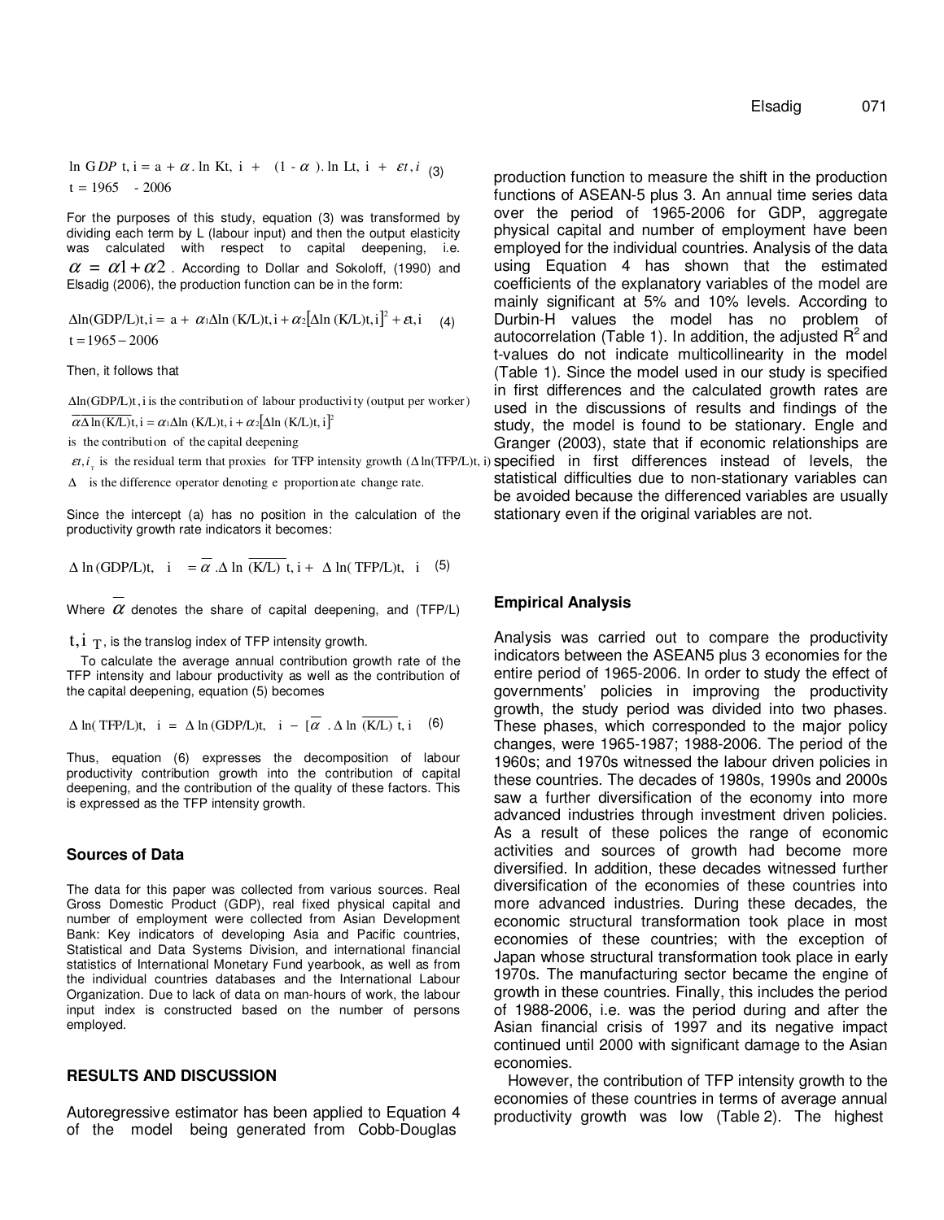$$\ln GDP_{t,i} = a + \alpha . \ln K_{t,i} + (1 - \alpha).\ln L_{t,i} + \varepsilon_{t,i} \quad (3)$$
$$t = 1965 - 2006$$

For the purposes of this study, equation (3) was transformed by dividing each term by L (labour input) and then the output elasticity was calculated with respect to capital deepening, i.e. $\alpha = \alpha 1 + \alpha 2$. According to Dollar and Sokoloff, (1990) and Elsadig (2006), the production function can be in the form:

$$\Delta \ln(GDP/L)_{t,i} = a + \alpha_1 \Delta \ln(K/L)_{t,i} + \alpha_2 [\Delta \ln(K/L)_{t,i}]^2 + \varepsilon_{t,i} \quad (4)$$
$$t = 1965 - 2006$$

Then, it follows that

$\Delta \ln(GDP/L)_{t,i}$ is the contribution of labour productivity (output per worker)

$\overline{\alpha \Delta \ln(K/L)}_{t,i} = \alpha_1 \Delta \ln(K/L)_{t,i} + \alpha_2 [\Delta \ln(K/L)_{t,i}]^2$

is the contribution of the capital deepening

$\varepsilon_{t,i_T}$ is the residual term that proxies for TFP intensity growth ($\Delta \ln(TFP/L)_{t,i}$)

$\Delta$ is the difference operator denoting e proportionate change rate.

Since the intercept (a) has no position in the calculation of the productivity growth rate indicators it becomes:

$$\Delta \ln(GDP/L)_{t,i} = \bar{\alpha} . \Delta \ln \overline{(K/L)}_{t,i} + \Delta \ln(TFP/L)_{t,i} \quad (5)$$

Where $\bar{\alpha}$ denotes the share of capital deepening, and $(TFP/L)_{t,i_T}$, is the translog index of TFP intensity growth.

To calculate the average annual contribution growth rate of the TFP intensity and labour productivity as well as the contribution of the capital deepening, equation (5) becomes

$$\Delta \ln(TFP/L)_{t,i} = \Delta \ln(GDP/L)_{t,i} - [\bar{\alpha} . \Delta \ln \overline{(K/L)}_{t,i} \quad (6)$$

Thus, equation (6) expresses the decomposition of labour productivity contribution growth into the contribution of capital deepening, and the contribution of the quality of these factors. This is expressed as the TFP intensity growth.

## Sources of Data

The data for this paper was collected from various sources. Real Gross Domestic Product (GDP), real fixed physical capital and number of employment were collected from Asian Development Bank: Key indicators of developing Asia and Pacific countries, Statistical and Data Systems Division, and international financial statistics of International Monetary Fund yearbook, as well as from the individual countries databases and the International Labour Organization. Due to lack of data on man-hours of work, the labour input index is constructed based on the number of persons employed.

## RESULTS AND DISCUSSION

Autoregressive estimator has been applied to Equation 4 of the model being generated from Cobb-Douglas production function to measure the shift in the production functions of ASEAN-5 plus 3. An annual time series data over the period of 1965-2006 for GDP, aggregate physical capital and number of employment have been employed for the individual countries. Analysis of the data using Equation 4 has shown that the estimated coefficients of the explanatory variables of the model are mainly significant at 5% and 10% levels. According to Durbin-H values the model has no problem of autocorrelation (Table 1). In addition, the adjusted $R^2$ and t-values do not indicate multicollinearity in the model (Table 1). Since the model used in our study is specified in first differences and the calculated growth rates are used in the discussions of results and findings of the study, the model is found to be stationary. Engle and Granger (2003), state that if economic relationships are specified in first differences instead of levels, the statistical difficulties due to non-stationary variables can be avoided because the differenced variables are usually stationary even if the original variables are not.

## Empirical Analysis

Analysis was carried out to compare the productivity indicators between the ASEAN5 plus 3 economies for the entire period of 1965-2006. In order to study the effect of governments' policies in improving the productivity growth, the study period was divided into two phases. These phases, which corresponded to the major policy changes, were 1965-1987; 1988-2006. The period of the 1960s; and 1970s witnessed the labour driven policies in these countries. The decades of 1980s, 1990s and 2000s saw a further diversification of the economy into more advanced industries through investment driven policies. As a result of these polices the range of economic activities and sources of growth had become more diversified. In addition, these decades witnessed further diversification of the economies of these countries into more advanced industries. During these decades, the economic structural transformation took place in most economies of these countries; with the exception of Japan whose structural transformation took place in early 1970s. The manufacturing sector became the engine of growth in these countries. Finally, this includes the period of 1988-2006, i.e. was the period during and after the Asian financial crisis of 1997 and its negative impact continued until 2000 with significant damage to the Asian economies.

However, the contribution of TFP intensity growth to the economies of these countries in terms of average annual productivity growth was low (Table 2). The highest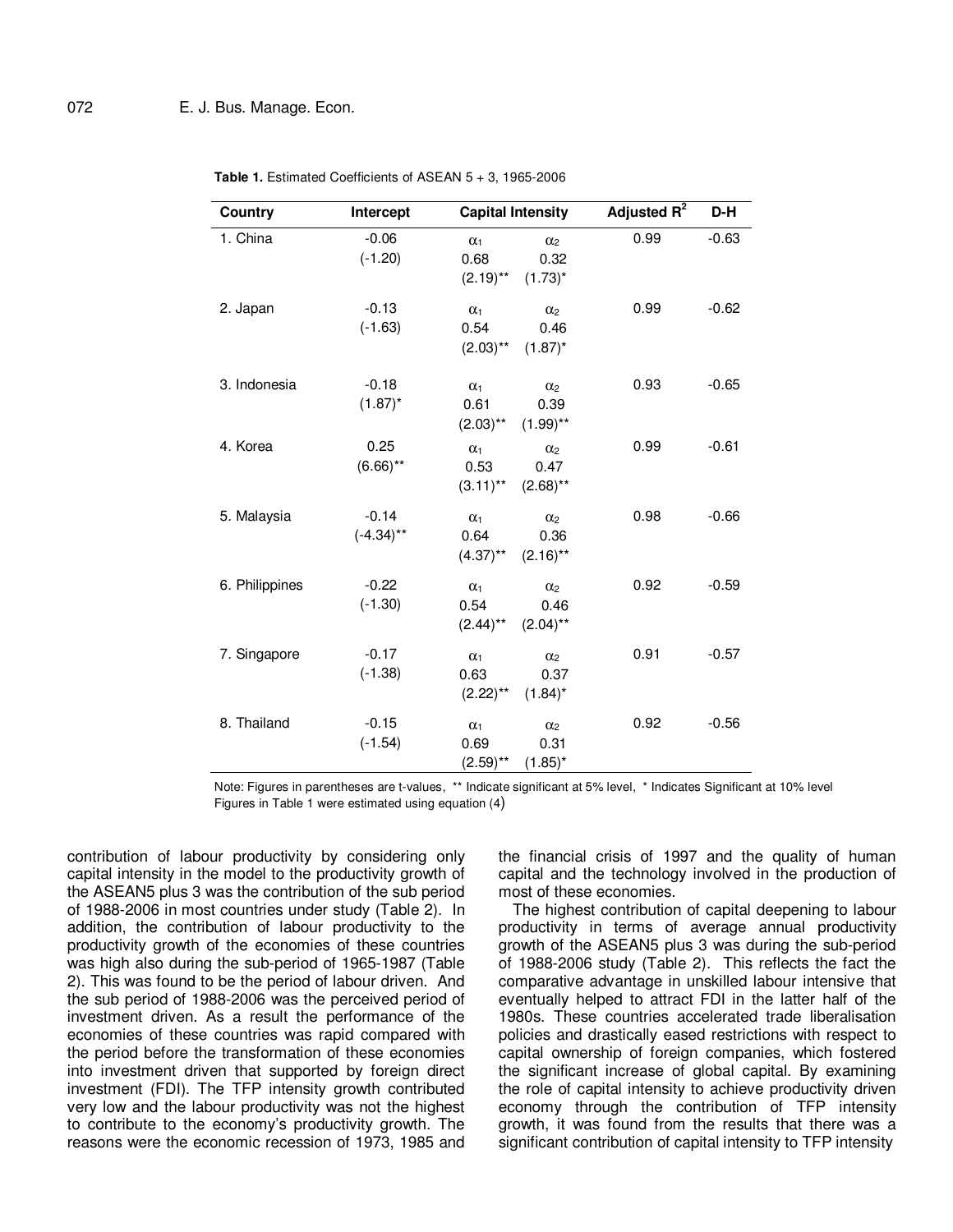**Table 1.** Estimated Coefficients of ASEAN 5 + 3, 1965-2006

| Country | Intercept | Capital Intensity | | Adjusted $R^2$ | D-H |
|---|---|---|---|---|---|
| | | $\alpha_1$ | $\alpha_2$ | | |
| 1. China | -0.06 (-1.20) | 0.68 (2.19)** | 0.32 (1.73)* | 0.99 | -0.63 |
| 2. Japan | -0.13 (-1.63) | 0.54 (2.03)** | 0.46 (1.87)* | 0.99 | -0.62 |
| 3. Indonesia | -0.18 (1.87)* | 0.61 (2.03)** | 0.39 (1.99)** | 0.93 | -0.65 |
| 4. Korea | 0.25 (6.66)** | 0.53 (3.11)** | 0.47 (2.68)** | 0.99 | -0.61 |
| 5. Malaysia | -0.14 (-4.34)** | 0.64 (4.37)** | 0.36 (2.16)** | 0.98 | -0.66 |
| 6. Philippines | -0.22 (-1.30) | 0.54 (2.44)** | 0.46 (2.04)** | 0.92 | -0.59 |
| 7. Singapore | -0.17 (-1.38) | 0.63 (2.22)** | 0.37 (1.84)* | 0.91 | -0.57 |
| 8. Thailand | -0.15 (-1.54) | 0.69 (2.59)** | 0.31 (1.85)* | 0.92 | -0.56 |

Note: Figures in parentheses are t-values, ** Indicate significant at 5% level, * Indicates Significant at 10% level
Figures in Table 1 were estimated using equation (4)

contribution of labour productivity by considering only capital intensity in the model to the productivity growth of the ASEAN5 plus 3 was the contribution of the sub period of 1988-2006 in most countries under study (Table 2). In addition, the contribution of labour productivity to the productivity growth of the economies of these countries was high also during the sub-period of 1965-1987 (Table 2). This was found to be the period of labour driven. And the sub period of 1988-2006 was the perceived period of investment driven. As a result the performance of the economies of these countries was rapid compared with the period before the transformation of these economies into investment driven that supported by foreign direct investment (FDI). The TFP intensity growth contributed very low and the labour productivity was not the highest to contribute to the economy's productivity growth. The reasons were the economic recession of 1973, 1985 and the financial crisis of 1997 and the quality of human capital and the technology involved in the production of most of these economies.

The highest contribution of capital deepening to labour productivity in terms of average annual productivity growth of the ASEAN5 plus 3 was during the sub-period of 1988-2006 study (Table 2). This reflects the fact the comparative advantage in unskilled labour intensive that eventually helped to attract FDI in the latter half of the 1980s. These countries accelerated trade liberalisation policies and drastically eased restrictions with respect to capital ownership of foreign companies, which fostered the significant increase of global capital. By examining the role of capital intensity to achieve productivity driven economy through the contribution of TFP intensity growth, it was found from the results that there was a significant contribution of capital intensity to TFP intensity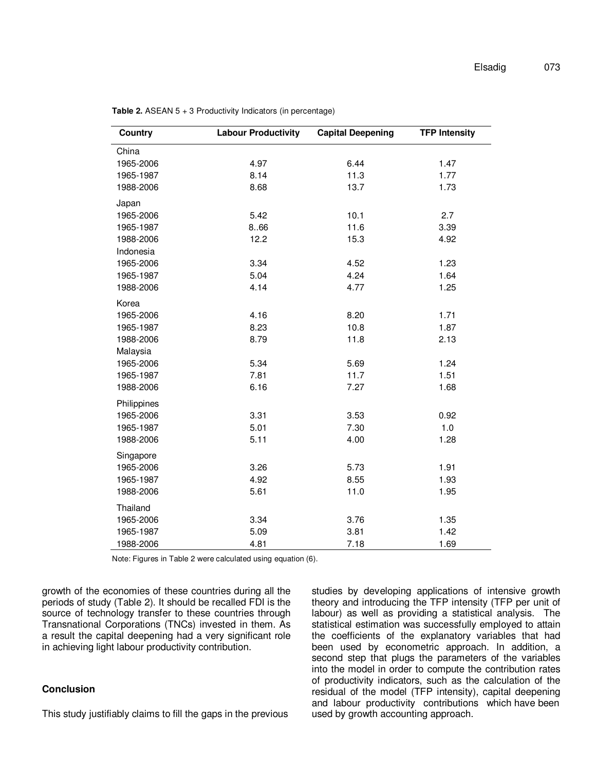**Table 2.** ASEAN 5 + 3 Productivity Indicators (in percentage)

| Country | Labour Productivity | Capital Deepening | TFP Intensity |
|---|---|---|---|
| China | | | |
| 1965-2006 | 4.97 | 6.44 | 1.47 |
| 1965-1987 | 8.14 | 11.3 | 1.77 |
| 1988-2006 | 8.68 | 13.7 | 1.73 |
| Japan | | | |
| 1965-2006 | 5.42 | 10.1 | 2.7 |
| 1965-1987 | 8..66 | 11.6 | 3.39 |
| 1988-2006 | 12.2 | 15.3 | 4.92 |
| Indonesia | | | |
| 1965-2006 | 3.34 | 4.52 | 1.23 |
| 1965-1987 | 5.04 | 4.24 | 1.64 |
| 1988-2006 | 4.14 | 4.77 | 1.25 |
| Korea | | | |
| 1965-2006 | 4.16 | 8.20 | 1.71 |
| 1965-1987 | 8.23 | 10.8 | 1.87 |
| 1988-2006 | 8.79 | 11.8 | 2.13 |
| Malaysia | | | |
| 1965-2006 | 5.34 | 5.69 | 1.24 |
| 1965-1987 | 7.81 | 11.7 | 1.51 |
| 1988-2006 | 6.16 | 7.27 | 1.68 |
| Philippines | | | |
| 1965-2006 | 3.31 | 3.53 | 0.92 |
| 1965-1987 | 5.01 | 7.30 | 1.0 |
| 1988-2006 | 5.11 | 4.00 | 1.28 |
| Singapore | | | |
| 1965-2006 | 3.26 | 5.73 | 1.91 |
| 1965-1987 | 4.92 | 8.55 | 1.93 |
| 1988-2006 | 5.61 | 11.0 | 1.95 |
| Thailand | | | |
| 1965-2006 | 3.34 | 3.76 | 1.35 |
| 1965-1987 | 5.09 | 3.81 | 1.42 |
| 1988-2006 | 4.81 | 7.18 | 1.69 |

Note: Figures in Table 2 were calculated using equation (6).

growth of the economies of these countries during all the periods of study (Table 2). It should be recalled FDI is the source of technology transfer to these countries through Transnational Corporations (TNCs) invested in them. As a result the capital deepening had a very significant role in achieving light labour productivity contribution.

## Conclusion

This study justifiably claims to fill the gaps in the previous studies by developing applications of intensive growth theory and introducing the TFP intensity (TFP per unit of labour) as well as providing a statistical analysis. The statistical estimation was successfully employed to attain the coefficients of the explanatory variables that had been used by econometric approach. In addition, a second step that plugs the parameters of the variables into the model in order to compute the contribution rates of productivity indicators, such as the calculation of the residual of the model (TFP intensity), capital deepening and labour productivity contributions which have been used by growth accounting approach.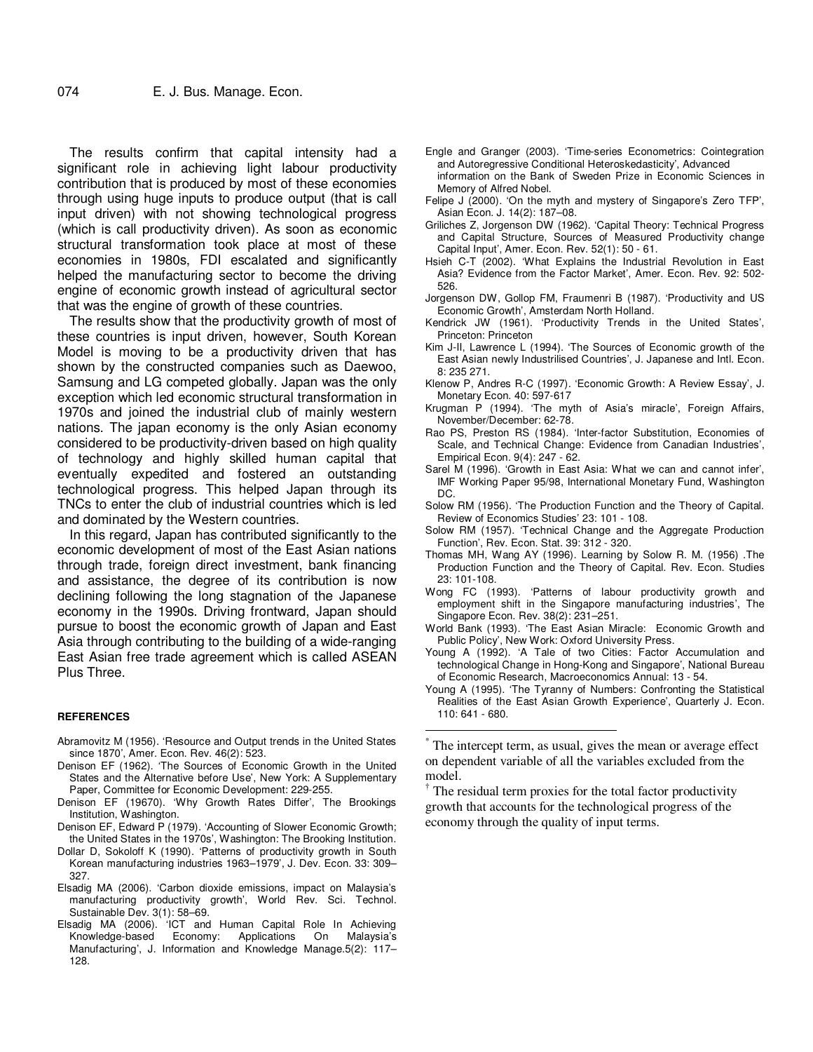The results confirm that capital intensity had a significant role in achieving light labour productivity contribution that is produced by most of these economies through using huge inputs to produce output (that is call input driven) with not showing technological progress (which is call productivity driven). As soon as economic structural transformation took place at most of these economies in 1980s, FDI escalated and significantly helped the manufacturing sector to become the driving engine of economic growth instead of agricultural sector that was the engine of growth of these countries.

The results show that the productivity growth of most of these countries is input driven, however, South Korean Model is moving to be a productivity driven that has shown by the constructed companies such as Daewoo, Samsung and LG competed globally. Japan was the only exception which led economic structural transformation in 1970s and joined the industrial club of mainly western nations. The japan economy is the only Asian economy considered to be productivity-driven based on high quality of technology and highly skilled human capital that eventually expedited and fostered an outstanding technological progress. This helped Japan through its TNCs to enter the club of industrial countries which is led and dominated by the Western countries.

In this regard, Japan has contributed significantly to the economic development of most of the East Asian nations through trade, foreign direct investment, bank financing and assistance, the degree of its contribution is now declining following the long stagnation of the Japanese economy in the 1990s. Driving frontward, Japan should pursue to boost the economic growth of Japan and East Asia through contributing to the building of a wide-ranging East Asian free trade agreement which is called ASEAN Plus Three.

#### REFERENCES

Abramovitz M (1956). 'Resource and Output trends in the United States since 1870', Amer. Econ. Rev. 46(2): 523.

Denison EF (1962). 'The Sources of Economic Growth in the United States and the Alternative before Use', New York: A Supplementary Paper, Committee for Economic Development: 229-255.

Denison EF (19670). 'Why Growth Rates Differ', The Brookings Institution, Washington.

Denison EF, Edward P (1979). 'Accounting of Slower Economic Growth; the United States in the 1970s', Washington: The Brooking Institution.

Dollar D, Sokoloff K (1990). 'Patterns of productivity growth in South Korean manufacturing industries 1963–1979', J. Dev. Econ. 33: 309–327.

Elsadig MA (2006). 'Carbon dioxide emissions, impact on Malaysia's manufacturing productivity growth', World Rev. Sci. Technol. Sustainable Dev. 3(1): 58–69.

Elsadig MA (2006). 'ICT and Human Capital Role In Achieving Knowledge-based Economy: Applications On Malaysia's Manufacturing', J. Information and Knowledge Manage.5(2): 117–128.

Engle and Granger (2003). 'Time-series Econometrics: Cointegration and Autoregressive Conditional Heteroskedasticity', Advanced information on the Bank of Sweden Prize in Economic Sciences in Memory of Alfred Nobel.

Felipe J (2000). 'On the myth and mystery of Singapore's Zero TFP', Asian Econ. J. 14(2): 187–08.

Griliches Z, Jorgenson DW (1962). 'Capital Theory: Technical Progress and Capital Structure, Sources of Measured Productivity change Capital Input', Amer. Econ. Rev. 52(1): 50 - 61.

Hsieh C-T (2002). 'What Explains the Industrial Revolution in East Asia? Evidence from the Factor Market', Amer. Econ. Rev. 92: 502-526.

Jorgenson DW, Gollop FM, Fraumenri B (1987). 'Productivity and US Economic Growth', Amsterdam North Holland.

Kendrick JW (1961). 'Productivity Trends in the United States', Princeton: Princeton

Kim J-Il, Lawrence L (1994). 'The Sources of Economic growth of the East Asian newly Industrilised Countries', J. Japanese and Intl. Econ. 8: 235 271.

Klenow P, Andres R-C (1997). 'Economic Growth: A Review Essay', J. Monetary Econ. 40: 597-617

Krugman P (1994). 'The myth of Asia's miracle', Foreign Affairs, November/December: 62-78.

Rao PS, Preston RS (1984). 'Inter-factor Substitution, Economies of Scale, and Technical Change: Evidence from Canadian Industries', Empirical Econ. 9(4): 247 - 62.

Sarel M (1996). 'Growth in East Asia: What we can and cannot infer', IMF Working Paper 95/98, International Monetary Fund, Washington DC.

Solow RM (1956). 'The Production Function and the Theory of Capital. Review of Economics Studies' 23: 101 - 108.

Solow RM (1957). 'Technical Change and the Aggregate Production Function', Rev. Econ. Stat. 39: 312 - 320.

Thomas MH, Wang AY (1996). Learning by Solow R. M. (1956) .The Production Function and the Theory of Capital. Rev. Econ. Studies 23: 101-108.

Wong FC (1993). 'Patterns of labour productivity growth and employment shift in the Singapore manufacturing industries', The Singapore Econ. Rev. 38(2): 231–251.

World Bank (1993). 'The East Asian Miracle: Economic Growth and Public Policy', New Work: Oxford University Press.

Young A (1992). 'A Tale of two Cities: Factor Accumulation and technological Change in Hong-Kong and Singapore', National Bureau of Economic Research, Macroeconomics Annual: 13 - 54.

Young A (1995). 'The Tyranny of Numbers: Confronting the Statistical Realities of the East Asian Growth Experience', Quarterly J. Econ. 110: 641 - 680.

---

[*] The intercept term, as usual, gives the mean or average effect on dependent variable of all the variables excluded from the model.

[†] The residual term proxies for the total factor productivity growth that accounts for the technological progress of the economy through the quality of input terms.